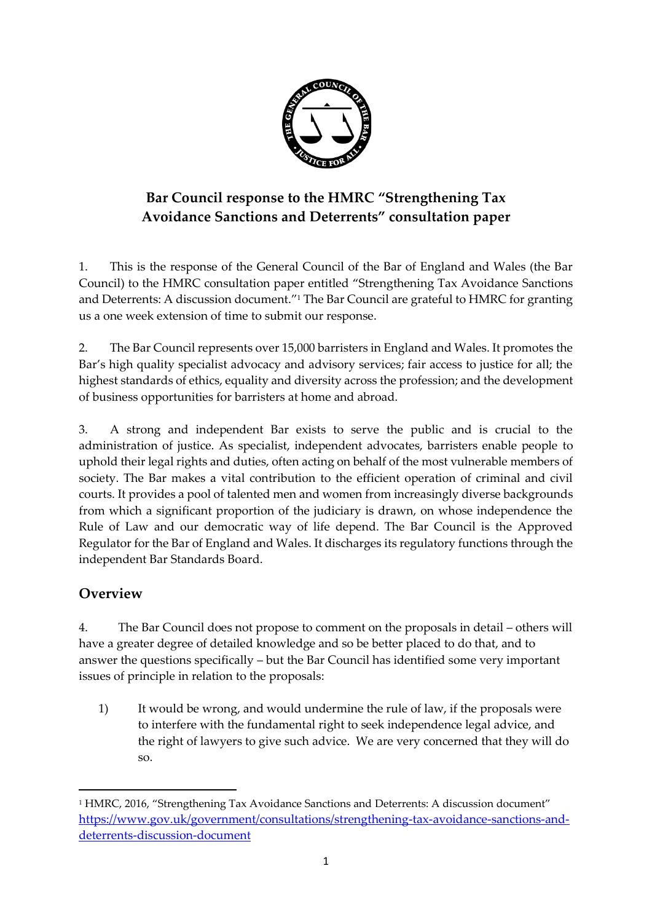# Bar Council response to the HMRC "Strengthening Tax Avoidance Sanctions and Deterrents" consultation paper

1. This is the response of the General Council of the Bar of England and Wales (the Bar Council) to the HMRC consultation paper entitled "Strengthening Tax Avoidance Sanctions and Deterrents: A discussion document."[1] The Bar Council are grateful to HMRC for granting us a one week extension of time to submit our response.

2. The Bar Council represents over 15,000 barristers in England and Wales. It promotes the Bar's high quality specialist advocacy and advisory services; fair access to justice for all; the highest standards of ethics, equality and diversity across the profession; and the development of business opportunities for barristers at home and abroad.

3. A strong and independent Bar exists to serve the public and is crucial to the administration of justice. As specialist, independent advocates, barristers enable people to uphold their legal rights and duties, often acting on behalf of the most vulnerable members of society. The Bar makes a vital contribution to the efficient operation of criminal and civil courts. It provides a pool of talented men and women from increasingly diverse backgrounds from which a significant proportion of the judiciary is drawn, on whose independence the Rule of Law and our democratic way of life depend. The Bar Council is the Approved Regulator for the Bar of England and Wales. It discharges its regulatory functions through the independent Bar Standards Board.

## Overview

4. The Bar Council does not propose to comment on the proposals in detail – others will have a greater degree of detailed knowledge and so be better placed to do that, and to answer the questions specifically – but the Bar Council has identified some very important issues of principle in relation to the proposals:

1) It would be wrong, and would undermine the rule of law, if the proposals were to interfere with the fundamental right to seek independence legal advice, and the right of lawyers to give such advice. We are very concerned that they will do so.

---

[1] HMRC, 2016, "Strengthening Tax Avoidance Sanctions and Deterrents: A discussion document" https://www.gov.uk/government/consultations/strengthening-tax-avoidance-sanctions-and-deterrents-discussion-document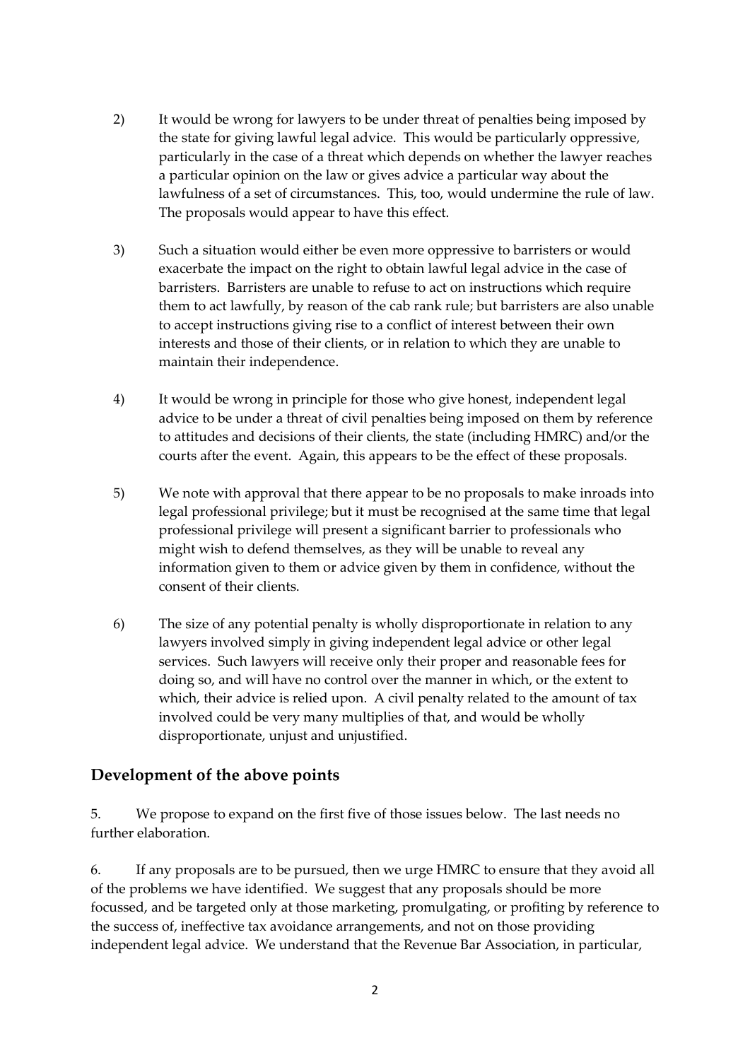2) It would be wrong for lawyers to be under threat of penalties being imposed by the state for giving lawful legal advice. This would be particularly oppressive, particularly in the case of a threat which depends on whether the lawyer reaches a particular opinion on the law or gives advice a particular way about the lawfulness of a set of circumstances. This, too, would undermine the rule of law. The proposals would appear to have this effect.

3) Such a situation would either be even more oppressive to barristers or would exacerbate the impact on the right to obtain lawful legal advice in the case of barristers. Barristers are unable to refuse to act on instructions which require them to act lawfully, by reason of the cab rank rule; but barristers are also unable to accept instructions giving rise to a conflict of interest between their own interests and those of their clients, or in relation to which they are unable to maintain their independence.

4) It would be wrong in principle for those who give honest, independent legal advice to be under a threat of civil penalties being imposed on them by reference to attitudes and decisions of their clients, the state (including HMRC) and/or the courts after the event. Again, this appears to be the effect of these proposals.

5) We note with approval that there appear to be no proposals to make inroads into legal professional privilege; but it must be recognised at the same time that legal professional privilege will present a significant barrier to professionals who might wish to defend themselves, as they will be unable to reveal any information given to them or advice given by them in confidence, without the consent of their clients.

6) The size of any potential penalty is wholly disproportionate in relation to any lawyers involved simply in giving independent legal advice or other legal services. Such lawyers will receive only their proper and reasonable fees for doing so, and will have no control over the manner in which, or the extent to which, their advice is relied upon. A civil penalty related to the amount of tax involved could be very many multiples of that, and would be wholly disproportionate, unjust and unjustified.

## Development of the above points

5. We propose to expand on the first five of those issues below. The last needs no further elaboration.

6. If any proposals are to be pursued, then we urge HMRC to ensure that they avoid all of the problems we have identified. We suggest that any proposals should be more focussed, and be targeted only at those marketing, promulgating, or profiting by reference to the success of, ineffective tax avoidance arrangements, and not on those providing independent legal advice. We understand that the Revenue Bar Association, in particular,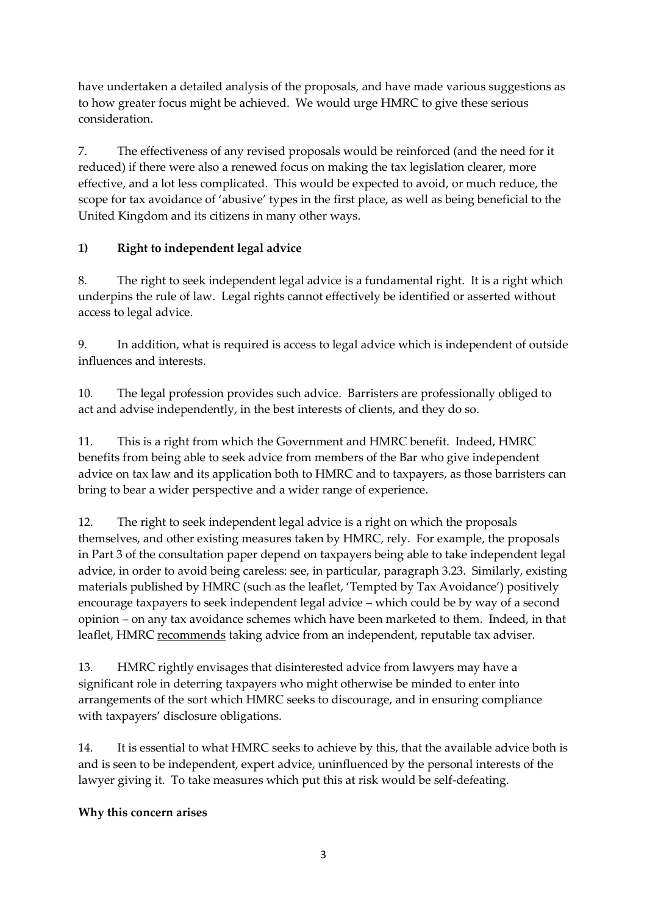have undertaken a detailed analysis of the proposals, and have made various suggestions as to how greater focus might be achieved. We would urge HMRC to give these serious consideration.

7. The effectiveness of any revised proposals would be reinforced (and the need for it reduced) if there were also a renewed focus on making the tax legislation clearer, more effective, and a lot less complicated. This would be expected to avoid, or much reduce, the scope for tax avoidance of 'abusive' types in the first place, as well as being beneficial to the United Kingdom and its citizens in many other ways.

## 1) Right to independent legal advice

8. The right to seek independent legal advice is a fundamental right. It is a right which underpins the rule of law. Legal rights cannot effectively be identified or asserted without access to legal advice.

9. In addition, what is required is access to legal advice which is independent of outside influences and interests.

10. The legal profession provides such advice. Barristers are professionally obliged to act and advise independently, in the best interests of clients, and they do so.

11. This is a right from which the Government and HMRC benefit. Indeed, HMRC benefits from being able to seek advice from members of the Bar who give independent advice on tax law and its application both to HMRC and to taxpayers, as those barristers can bring to bear a wider perspective and a wider range of experience.

12. The right to seek independent legal advice is a right on which the proposals themselves, and other existing measures taken by HMRC, rely. For example, the proposals in Part 3 of the consultation paper depend on taxpayers being able to take independent legal advice, in order to avoid being careless: see, in particular, paragraph 3.23. Similarly, existing materials published by HMRC (such as the leaflet, 'Tempted by Tax Avoidance') positively encourage taxpayers to seek independent legal advice – which could be by way of a second opinion – on any tax avoidance schemes which have been marketed to them. Indeed, in that leaflet, HMRC <u>recommends</u> taking advice from an independent, reputable tax adviser.

13. HMRC rightly envisages that disinterested advice from lawyers may have a significant role in deterring taxpayers who might otherwise be minded to enter into arrangements of the sort which HMRC seeks to discourage, and in ensuring compliance with taxpayers' disclosure obligations.

14. It is essential to what HMRC seeks to achieve by this, that the available advice both is and is seen to be independent, expert advice, uninfluenced by the personal interests of the lawyer giving it. To take measures which put this at risk would be self-defeating.

### Why this concern arises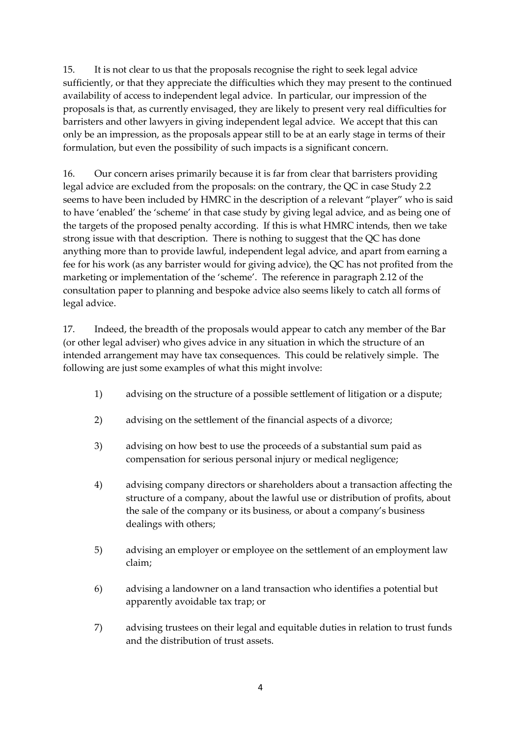15. It is not clear to us that the proposals recognise the right to seek legal advice sufficiently, or that they appreciate the difficulties which they may present to the continued availability of access to independent legal advice. In particular, our impression of the proposals is that, as currently envisaged, they are likely to present very real difficulties for barristers and other lawyers in giving independent legal advice. We accept that this can only be an impression, as the proposals appear still to be at an early stage in terms of their formulation, but even the possibility of such impacts is a significant concern.

16. Our concern arises primarily because it is far from clear that barristers providing legal advice are excluded from the proposals: on the contrary, the QC in case Study 2.2 seems to have been included by HMRC in the description of a relevant "player" who is said to have 'enabled' the 'scheme' in that case study by giving legal advice, and as being one of the targets of the proposed penalty according. If this is what HMRC intends, then we take strong issue with that description. There is nothing to suggest that the QC has done anything more than to provide lawful, independent legal advice, and apart from earning a fee for his work (as any barrister would for giving advice), the QC has not profited from the marketing or implementation of the 'scheme'. The reference in paragraph 2.12 of the consultation paper to planning and bespoke advice also seems likely to catch all forms of legal advice.

17. Indeed, the breadth of the proposals would appear to catch any member of the Bar (or other legal adviser) who gives advice in any situation in which the structure of an intended arrangement may have tax consequences. This could be relatively simple. The following are just some examples of what this might involve:

1) advising on the structure of a possible settlement of litigation or a dispute;

2) advising on the settlement of the financial aspects of a divorce;

3) advising on how best to use the proceeds of a substantial sum paid as compensation for serious personal injury or medical negligence;

4) advising company directors or shareholders about a transaction affecting the structure of a company, about the lawful use or distribution of profits, about the sale of the company or its business, or about a company's business dealings with others;

5) advising an employer or employee on the settlement of an employment law claim;

6) advising a landowner on a land transaction who identifies a potential but apparently avoidable tax trap; or

7) advising trustees on their legal and equitable duties in relation to trust funds and the distribution of trust assets.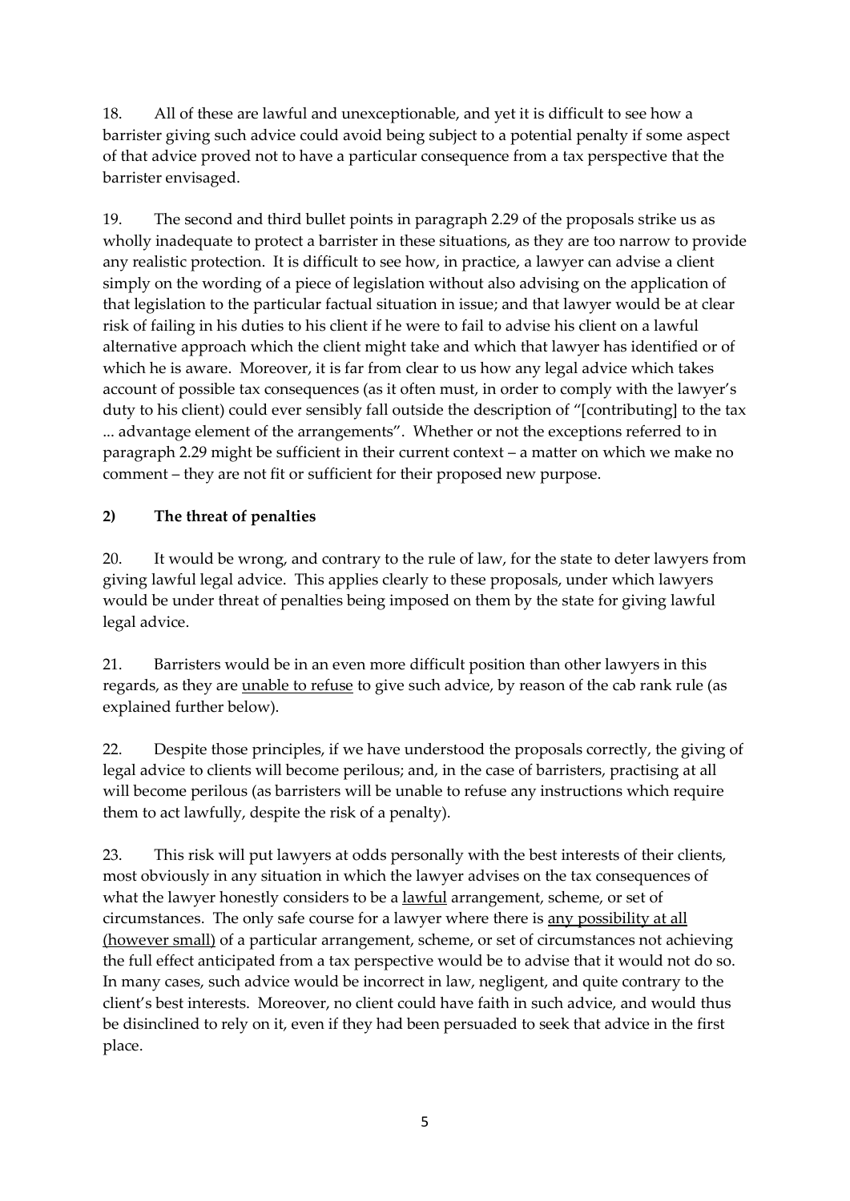18. All of these are lawful and unexceptionable, and yet it is difficult to see how a barrister giving such advice could avoid being subject to a potential penalty if some aspect of that advice proved not to have a particular consequence from a tax perspective that the barrister envisaged.

19. The second and third bullet points in paragraph 2.29 of the proposals strike us as wholly inadequate to protect a barrister in these situations, as they are too narrow to provide any realistic protection. It is difficult to see how, in practice, a lawyer can advise a client simply on the wording of a piece of legislation without also advising on the application of that legislation to the particular factual situation in issue; and that lawyer would be at clear risk of failing in his duties to his client if he were to fail to advise his client on a lawful alternative approach which the client might take and which that lawyer has identified or of which he is aware. Moreover, it is far from clear to us how any legal advice which takes account of possible tax consequences (as it often must, in order to comply with the lawyer's duty to his client) could ever sensibly fall outside the description of "[contributing] to the tax ... advantage element of the arrangements". Whether or not the exceptions referred to in paragraph 2.29 might be sufficient in their current context – a matter on which we make no comment – they are not fit or sufficient for their proposed new purpose.

**2) The threat of penalties**

20. It would be wrong, and contrary to the rule of law, for the state to deter lawyers from giving lawful legal advice. This applies clearly to these proposals, under which lawyers would be under threat of penalties being imposed on them by the state for giving lawful legal advice.

21. Barristers would be in an even more difficult position than other lawyers in this regards, as they are <u>unable to refuse</u> to give such advice, by reason of the cab rank rule (as explained further below).

22. Despite those principles, if we have understood the proposals correctly, the giving of legal advice to clients will become perilous; and, in the case of barristers, practising at all will become perilous (as barristers will be unable to refuse any instructions which require them to act lawfully, despite the risk of a penalty).

23. This risk will put lawyers at odds personally with the best interests of their clients, most obviously in any situation in which the lawyer advises on the tax consequences of what the lawyer honestly considers to be a <u>lawful</u> arrangement, scheme, or set of circumstances. The only safe course for a lawyer where there is <u>any possibility at all (however small)</u> of a particular arrangement, scheme, or set of circumstances not achieving the full effect anticipated from a tax perspective would be to advise that it would not do so. In many cases, such advice would be incorrect in law, negligent, and quite contrary to the client's best interests. Moreover, no client could have faith in such advice, and would thus be disinclined to rely on it, even if they had been persuaded to seek that advice in the first place.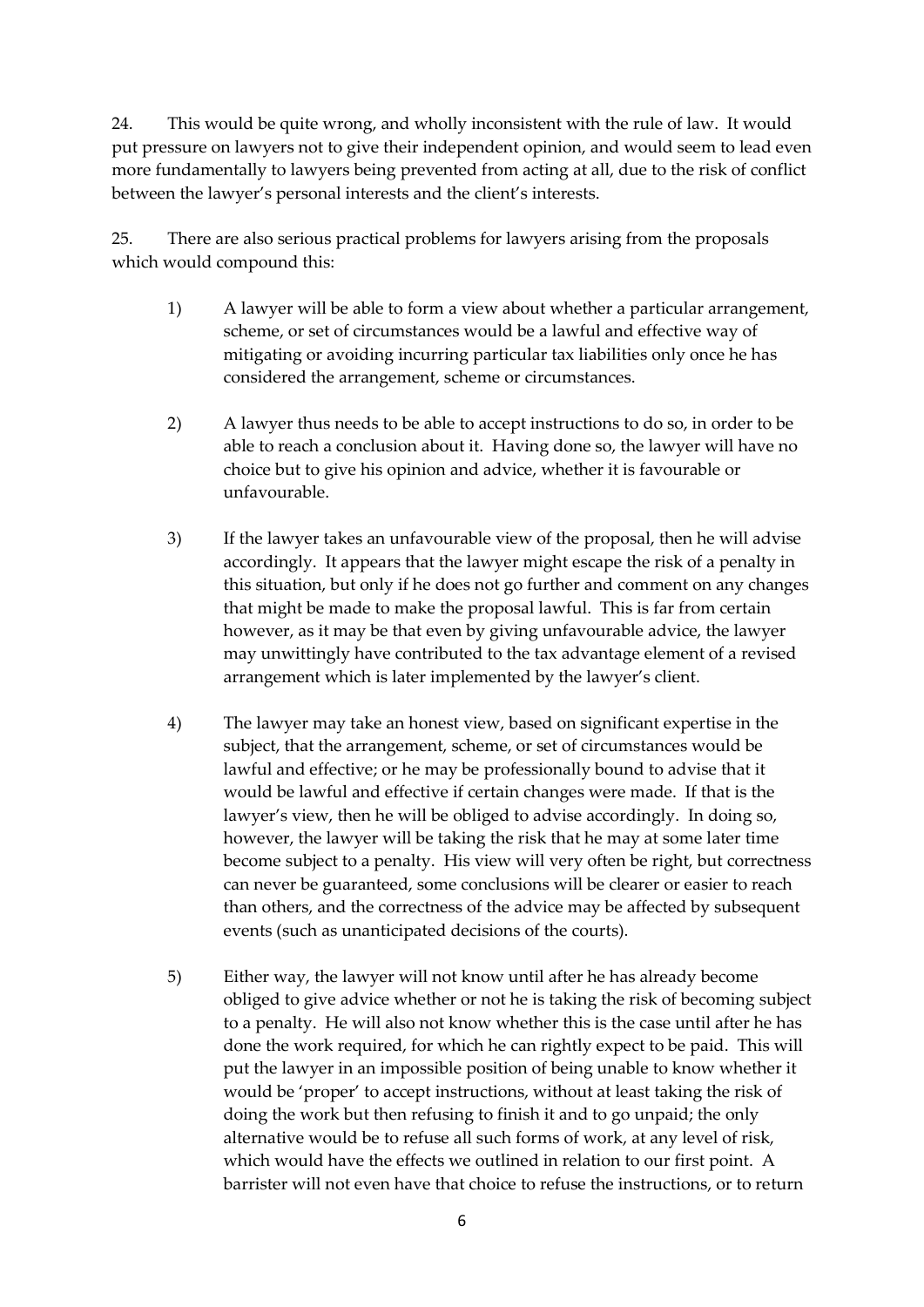24. This would be quite wrong, and wholly inconsistent with the rule of law. It would put pressure on lawyers not to give their independent opinion, and would seem to lead even more fundamentally to lawyers being prevented from acting at all, due to the risk of conflict between the lawyer's personal interests and the client's interests.

25. There are also serious practical problems for lawyers arising from the proposals which would compound this:

1) A lawyer will be able to form a view about whether a particular arrangement, scheme, or set of circumstances would be a lawful and effective way of mitigating or avoiding incurring particular tax liabilities only once he has considered the arrangement, scheme or circumstances.

2) A lawyer thus needs to be able to accept instructions to do so, in order to be able to reach a conclusion about it. Having done so, the lawyer will have no choice but to give his opinion and advice, whether it is favourable or unfavourable.

3) If the lawyer takes an unfavourable view of the proposal, then he will advise accordingly. It appears that the lawyer might escape the risk of a penalty in this situation, but only if he does not go further and comment on any changes that might be made to make the proposal lawful. This is far from certain however, as it may be that even by giving unfavourable advice, the lawyer may unwittingly have contributed to the tax advantage element of a revised arrangement which is later implemented by the lawyer's client.

4) The lawyer may take an honest view, based on significant expertise in the subject, that the arrangement, scheme, or set of circumstances would be lawful and effective; or he may be professionally bound to advise that it would be lawful and effective if certain changes were made. If that is the lawyer's view, then he will be obliged to advise accordingly. In doing so, however, the lawyer will be taking the risk that he may at some later time become subject to a penalty. His view will very often be right, but correctness can never be guaranteed, some conclusions will be clearer or easier to reach than others, and the correctness of the advice may be affected by subsequent events (such as unanticipated decisions of the courts).

5) Either way, the lawyer will not know until after he has already become obliged to give advice whether or not he is taking the risk of becoming subject to a penalty. He will also not know whether this is the case until after he has done the work required, for which he can rightly expect to be paid. This will put the lawyer in an impossible position of being unable to know whether it would be 'proper' to accept instructions, without at least taking the risk of doing the work but then refusing to finish it and to go unpaid; the only alternative would be to refuse all such forms of work, at any level of risk, which would have the effects we outlined in relation to our first point. A barrister will not even have that choice to refuse the instructions, or to return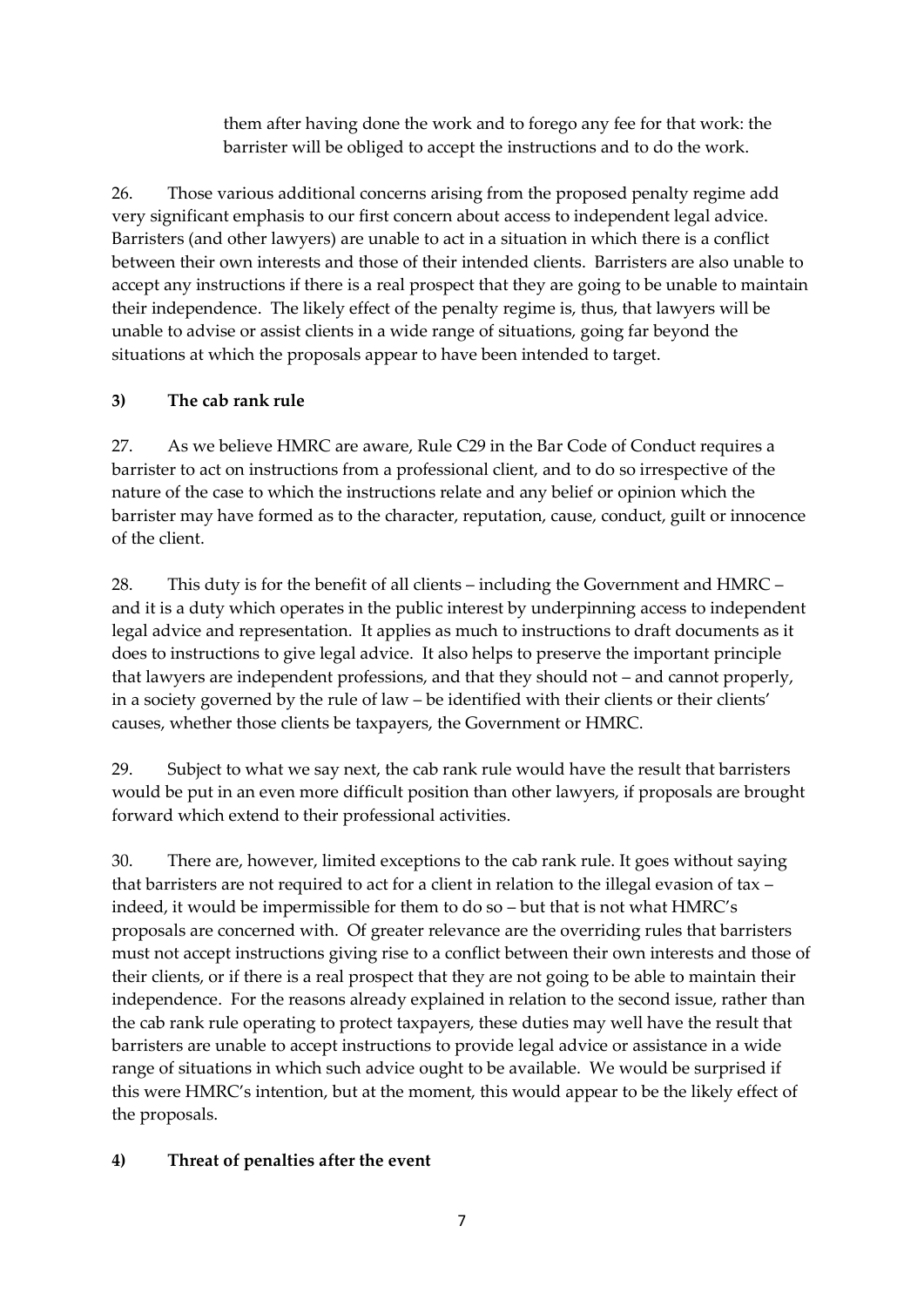them after having done the work and to forego any fee for that work: the barrister will be obliged to accept the instructions and to do the work.

26. Those various additional concerns arising from the proposed penalty regime add very significant emphasis to our first concern about access to independent legal advice. Barristers (and other lawyers) are unable to act in a situation in which there is a conflict between their own interests and those of their intended clients. Barristers are also unable to accept any instructions if there is a real prospect that they are going to be unable to maintain their independence. The likely effect of the penalty regime is, thus, that lawyers will be unable to advise or assist clients in a wide range of situations, going far beyond the situations at which the proposals appear to have been intended to target.

### 3) The cab rank rule

27. As we believe HMRC are aware, Rule C29 in the Bar Code of Conduct requires a barrister to act on instructions from a professional client, and to do so irrespective of the nature of the case to which the instructions relate and any belief or opinion which the barrister may have formed as to the character, reputation, cause, conduct, guilt or innocence of the client.

28. This duty is for the benefit of all clients – including the Government and HMRC – and it is a duty which operates in the public interest by underpinning access to independent legal advice and representation. It applies as much to instructions to draft documents as it does to instructions to give legal advice. It also helps to preserve the important principle that lawyers are independent professions, and that they should not – and cannot properly, in a society governed by the rule of law – be identified with their clients or their clients' causes, whether those clients be taxpayers, the Government or HMRC.

29. Subject to what we say next, the cab rank rule would have the result that barristers would be put in an even more difficult position than other lawyers, if proposals are brought forward which extend to their professional activities.

30. There are, however, limited exceptions to the cab rank rule. It goes without saying that barristers are not required to act for a client in relation to the illegal evasion of tax – indeed, it would be impermissible for them to do so – but that is not what HMRC's proposals are concerned with. Of greater relevance are the overriding rules that barristers must not accept instructions giving rise to a conflict between their own interests and those of their clients, or if there is a real prospect that they are not going to be able to maintain their independence. For the reasons already explained in relation to the second issue, rather than the cab rank rule operating to protect taxpayers, these duties may well have the result that barristers are unable to accept instructions to provide legal advice or assistance in a wide range of situations in which such advice ought to be available. We would be surprised if this were HMRC's intention, but at the moment, this would appear to be the likely effect of the proposals.

### 4) Threat of penalties after the event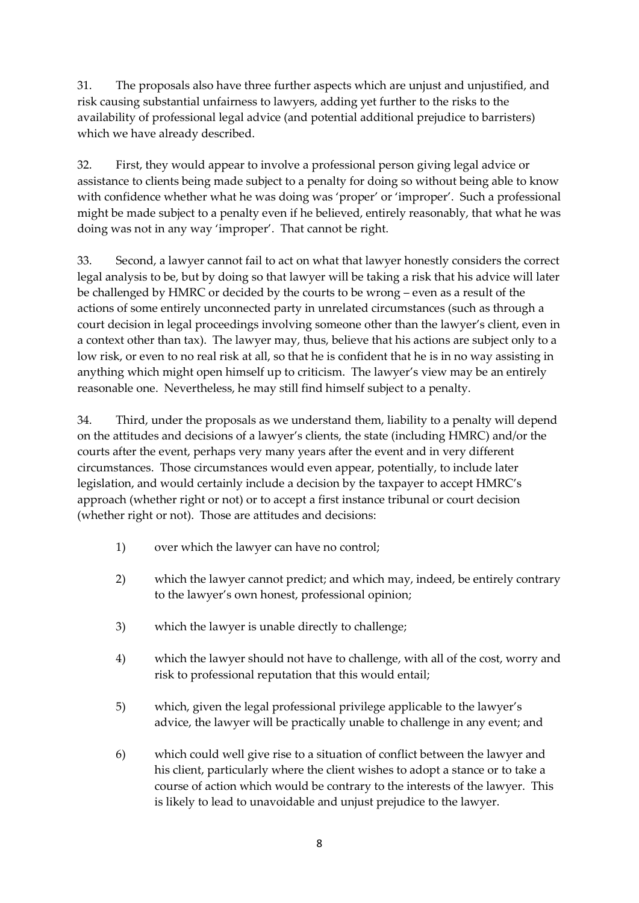31. The proposals also have three further aspects which are unjust and unjustified, and risk causing substantial unfairness to lawyers, adding yet further to the risks to the availability of professional legal advice (and potential additional prejudice to barristers) which we have already described.

32. First, they would appear to involve a professional person giving legal advice or assistance to clients being made subject to a penalty for doing so without being able to know with confidence whether what he was doing was 'proper' or 'improper'. Such a professional might be made subject to a penalty even if he believed, entirely reasonably, that what he was doing was not in any way 'improper'. That cannot be right.

33. Second, a lawyer cannot fail to act on what that lawyer honestly considers the correct legal analysis to be, but by doing so that lawyer will be taking a risk that his advice will later be challenged by HMRC or decided by the courts to be wrong – even as a result of the actions of some entirely unconnected party in unrelated circumstances (such as through a court decision in legal proceedings involving someone other than the lawyer's client, even in a context other than tax). The lawyer may, thus, believe that his actions are subject only to a low risk, or even to no real risk at all, so that he is confident that he is in no way assisting in anything which might open himself up to criticism. The lawyer's view may be an entirely reasonable one. Nevertheless, he may still find himself subject to a penalty.

34. Third, under the proposals as we understand them, liability to a penalty will depend on the attitudes and decisions of a lawyer's clients, the state (including HMRC) and/or the courts after the event, perhaps very many years after the event and in very different circumstances. Those circumstances would even appear, potentially, to include later legislation, and would certainly include a decision by the taxpayer to accept HMRC's approach (whether right or not) or to accept a first instance tribunal or court decision (whether right or not). Those are attitudes and decisions:

1) over which the lawyer can have no control;

2) which the lawyer cannot predict; and which may, indeed, be entirely contrary to the lawyer's own honest, professional opinion;

3) which the lawyer is unable directly to challenge;

4) which the lawyer should not have to challenge, with all of the cost, worry and risk to professional reputation that this would entail;

5) which, given the legal professional privilege applicable to the lawyer's advice, the lawyer will be practically unable to challenge in any event; and

6) which could well give rise to a situation of conflict between the lawyer and his client, particularly where the client wishes to adopt a stance or to take a course of action which would be contrary to the interests of the lawyer. This is likely to lead to unavoidable and unjust prejudice to the lawyer.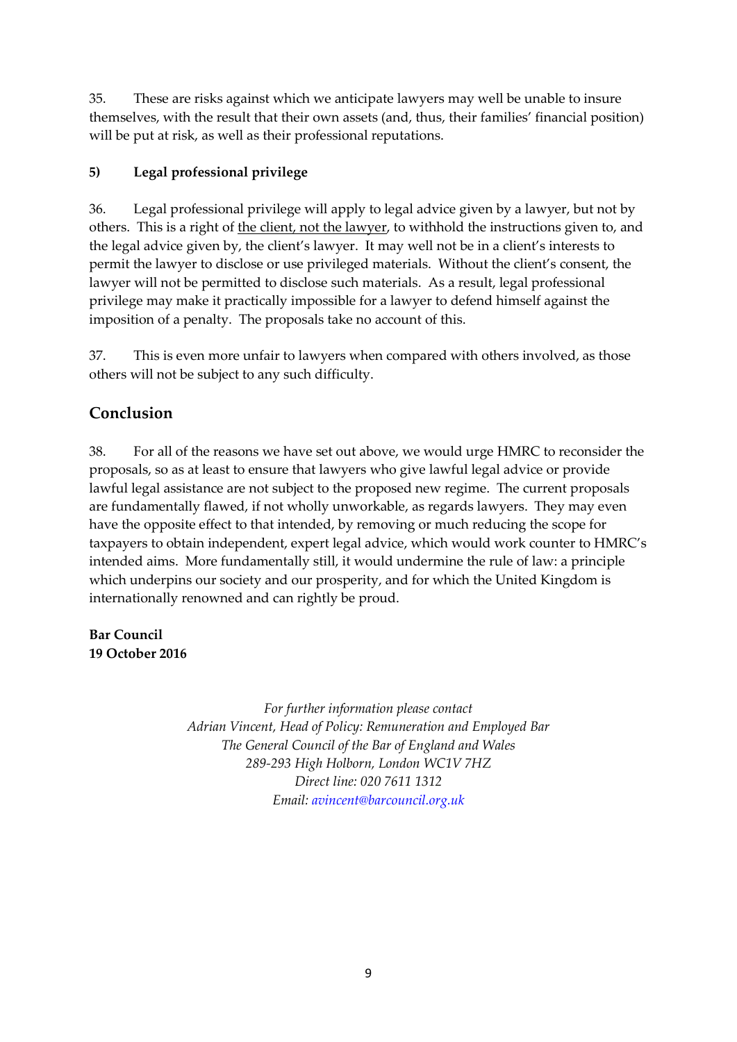35. These are risks against which we anticipate lawyers may well be unable to insure themselves, with the result that their own assets (and, thus, their families' financial position) will be put at risk, as well as their professional reputations.

**5) Legal professional privilege**

36. Legal professional privilege will apply to legal advice given by a lawyer, but not by others. This is a right of <u>the client, not the lawyer</u>, to withhold the instructions given to, and the legal advice given by, the client's lawyer. It may well not be in a client's interests to permit the lawyer to disclose or use privileged materials. Without the client's consent, the lawyer will not be permitted to disclose such materials. As a result, legal professional privilege may make it practically impossible for a lawyer to defend himself against the imposition of a penalty. The proposals take no account of this.

37. This is even more unfair to lawyers when compared with others involved, as those others will not be subject to any such difficulty.

## Conclusion

38. For all of the reasons we have set out above, we would urge HMRC to reconsider the proposals, so as at least to ensure that lawyers who give lawful legal advice or provide lawful legal assistance are not subject to the proposed new regime. The current proposals are fundamentally flawed, if not wholly unworkable, as regards lawyers. They may even have the opposite effect to that intended, by removing or much reducing the scope for taxpayers to obtain independent, expert legal advice, which would work counter to HMRC's intended aims. More fundamentally still, it would undermine the rule of law: a principle which underpins our society and our prosperity, and for which the United Kingdom is internationally renowned and can rightly be proud.

**Bar Council**
**19 October 2016**

*For further information please contact*
*Adrian Vincent, Head of Policy: Remuneration and Employed Bar*
*The General Council of the Bar of England and Wales*
*289-293 High Holborn, London WC1V 7HZ*
*Direct line: 020 7611 1312*
*Email: avincent@barcouncil.org.uk*